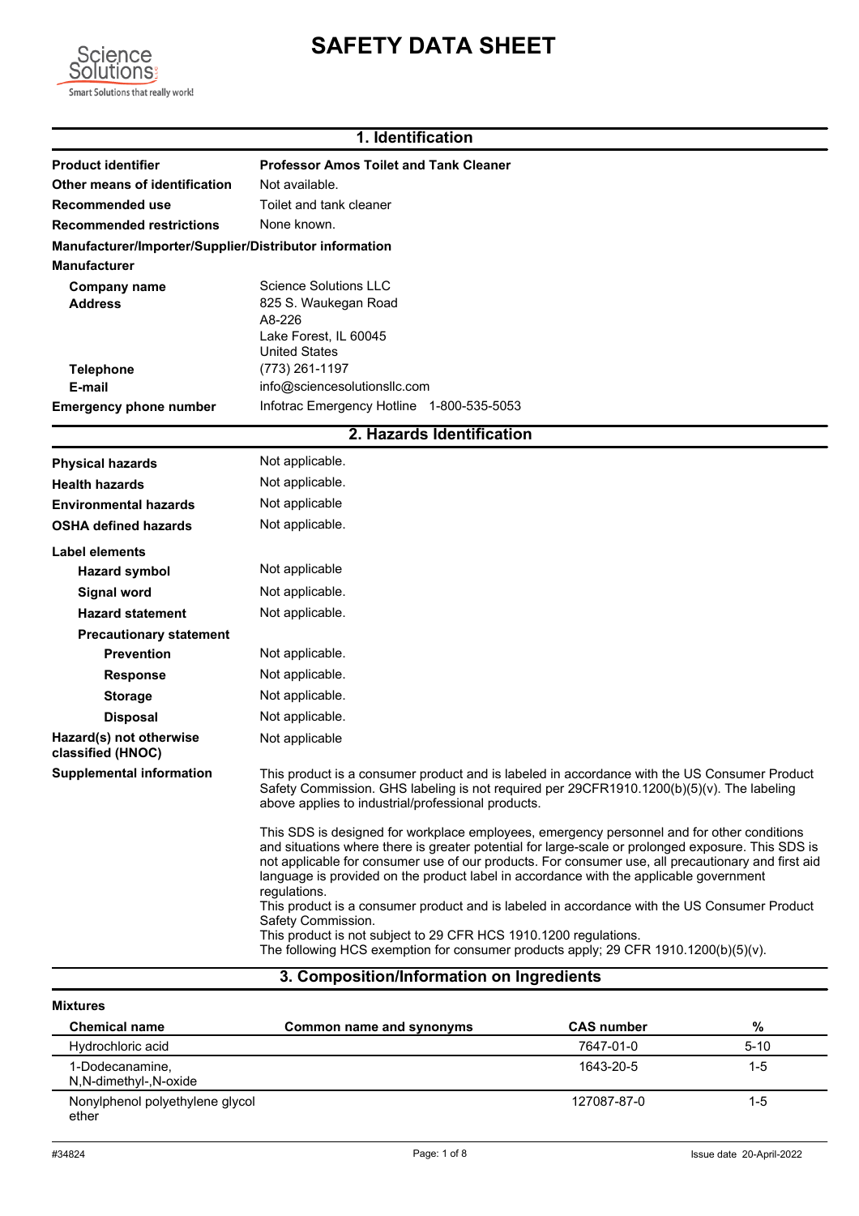# SAFETY DATA SHEET

Science Solutions
Smart Solutions that really work!

## 1. Identification

| | |
|---|---|
| **Product identifier** | **Professor Amos Toilet and Tank Cleaner** |
| **Other means of identification** | Not available. |
| **Recommended use** | Toilet and tank cleaner |
| **Recommended restrictions** | None known. |

**Manufacturer/Importer/Supplier/Distributor information**

**Manufacturer**

| | |
|---|---|
| **Company name** | Science Solutions LLC |
| **Address** | 825 S. Waukegan Road<br>A8-226<br>Lake Forest, IL 60045<br>United States |
| **Telephone** | (773) 261-1197 |
| **E-mail** | info@sciencesolutionsllc.com |
| **Emergency phone number** | Infotrac Emergency Hotline 1-800-535-5053 |

## 2. Hazards Identification

| | |
|---|---|
| **Physical hazards** | Not applicable. |
| **Health hazards** | Not applicable. |
| **Environmental hazards** | Not applicable |
| **OSHA defined hazards** | Not applicable. |

**Label elements**

| | |
|---|---|
| **Hazard symbol** | Not applicable |
| **Signal word** | Not applicable. |
| **Hazard statement** | Not applicable. |

**Precautionary statement**

| | |
|---|---|
| **Prevention** | Not applicable. |
| **Response** | Not applicable. |
| **Storage** | Not applicable. |
| **Disposal** | Not applicable. |
| **Hazard(s) not otherwise classified (HNOC)** | Not applicable |

**Supplemental information**

This product is a consumer product and is labeled in accordance with the US Consumer Product Safety Commission. GHS labeling is not required per 29CFR1910.1200(b)(5)(v). The labeling above applies to industrial/professional products.

This SDS is designed for workplace employees, emergency personnel and for other conditions and situations where there is greater potential for large-scale or prolonged exposure. This SDS is not applicable for consumer use of our products. For consumer use, all precautionary and first aid language is provided on the product label in accordance with the applicable government regulations.
This product is a consumer product and is labeled in accordance with the US Consumer Product Safety Commission.
This product is not subject to 29 CFR HCS 1910.1200 regulations.
The following HCS exemption for consumer products apply; 29 CFR 1910.1200(b)(5)(v).

## 3. Composition/Information on Ingredients

**Mixtures**

| Chemical name | Common name and synonyms | CAS number | % |
|---|---|---|---|
| Hydrochloric acid | | 7647-01-0 | 5-10 |
| 1-Dodecanamine, N,N-dimethyl-,N-oxide | | 1643-20-5 | 1-5 |
| Nonylphenol polyethylene glycol ether | | 127087-87-0 | 1-5 |

#34824 Issue date 20-April-2022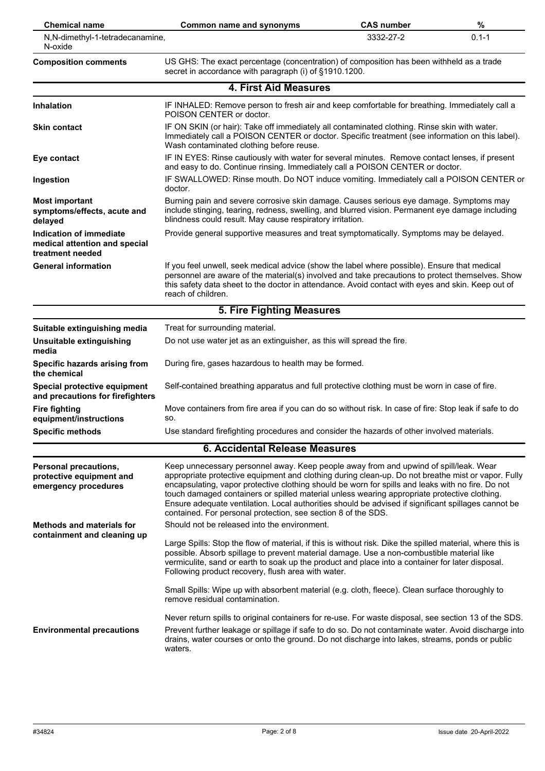| Chemical name | Common name and synonyms | CAS number | % |
| --- | --- | --- | --- |
| N,N-dimethyl-1-tetradecanamine, N-oxide | | 3332-27-2 | 0.1-1 |

**Composition comments**: US GHS: The exact percentage (concentration) of composition has been withheld as a trade secret in accordance with paragraph (i) of §1910.1200.

## 4. First Aid Measures

**Inhalation**: IF INHALED: Remove person to fresh air and keep comfortable for breathing. Immediately call a POISON CENTER or doctor.

**Skin contact**: IF ON SKIN (or hair): Take off immediately all contaminated clothing. Rinse skin with water. Immediately call a POISON CENTER or doctor. Specific treatment (see information on this label). Wash contaminated clothing before reuse.

**Eye contact**: IF IN EYES: Rinse cautiously with water for several minutes. Remove contact lenses, if present and easy to do. Continue rinsing. Immediately call a POISON CENTER or doctor.

**Ingestion**: IF SWALLOWED: Rinse mouth. Do NOT induce vomiting. Immediately call a POISON CENTER or doctor.

**Most important symptoms/effects, acute and delayed**: Burning pain and severe corrosive skin damage. Causes serious eye damage. Symptoms may include stinging, tearing, redness, swelling, and blurred vision. Permanent eye damage including blindness could result. May cause respiratory irritation.

**Indication of immediate medical attention and special treatment needed**: Provide general supportive measures and treat symptomatically. Symptoms may be delayed.

**General information**: If you feel unwell, seek medical advice (show the label where possible). Ensure that medical personnel are aware of the material(s) involved and take precautions to protect themselves. Show this safety data sheet to the doctor in attendance. Avoid contact with eyes and skin. Keep out of reach of children.

## 5. Fire Fighting Measures

**Suitable extinguishing media**: Treat for surrounding material.

**Unsuitable extinguishing media**: Do not use water jet as an extinguisher, as this will spread the fire.

**Specific hazards arising from the chemical**: During fire, gases hazardous to health may be formed.

**Special protective equipment and precautions for firefighters**: Self-contained breathing apparatus and full protective clothing must be worn in case of fire.

**Fire fighting equipment/instructions**: Move containers from fire area if you can do so without risk. In case of fire: Stop leak if safe to do so.

**Specific methods**: Use standard firefighting procedures and consider the hazards of other involved materials.

## 6. Accidental Release Measures

**Personal precautions, protective equipment and emergency procedures**: Keep unnecessary personnel away. Keep people away from and upwind of spill/leak. Wear appropriate protective equipment and clothing during clean-up. Do not breathe mist or vapor. Fully encapsulating, vapor protective clothing should be worn for spills and leaks with no fire. Do not touch damaged containers or spilled material unless wearing appropriate protective clothing. Ensure adequate ventilation. Local authorities should be advised if significant spillages cannot be contained. For personal protection, see section 8 of the SDS.

**Methods and materials for containment and cleaning up**: Should not be released into the environment.

Large Spills: Stop the flow of material, if this is without risk. Dike the spilled material, where this is possible. Absorb spillage to prevent material damage. Use a non-combustible material like vermiculite, sand or earth to soak up the product and place into a container for later disposal. Following product recovery, flush area with water.

Small Spills: Wipe up with absorbent material (e.g. cloth, fleece). Clean surface thoroughly to remove residual contamination.

Never return spills to original containers for re-use. For waste disposal, see section 13 of the SDS.

**Environmental precautions**: Prevent further leakage or spillage if safe to do so. Do not contaminate water. Avoid discharge into drains, water courses or onto the ground. Do not discharge into lakes, streams, ponds or public waters.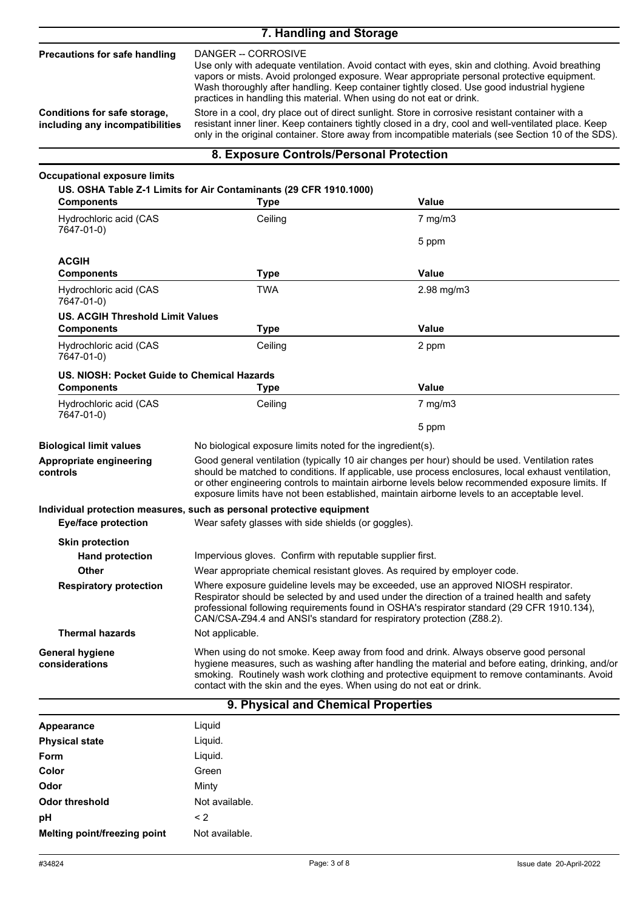## 7. Handling and Storage

**Precautions for safe handling**

DANGER -- CORROSIVE
Use only with adequate ventilation. Avoid contact with eyes, skin and clothing. Avoid breathing vapors or mists. Avoid prolonged exposure. Wear appropriate personal protective equipment. Wash thoroughly after handling. Keep container tightly closed. Use good industrial hygiene practices in handling this material. When using do not eat or drink.

**Conditions for safe storage, including any incompatibilities**

Store in a cool, dry place out of direct sunlight. Store in corrosive resistant container with a resistant inner liner. Keep containers tightly closed in a dry, cool and well-ventilated place. Keep only in the original container. Store away from incompatible materials (see Section 10 of the SDS).

## 8. Exposure Controls/Personal Protection

**Occupational exposure limits**

**US. OSHA Table Z-1 Limits for Air Contaminants (29 CFR 1910.1000)**

| Components | Type | Value |
|---|---|---|
| Hydrochloric acid (CAS 7647-01-0) | Ceiling | 7 mg/m3 |
| | | 5 ppm |

**ACGIH**

| Components | Type | Value |
|---|---|---|
| Hydrochloric acid (CAS 7647-01-0) | TWA | 2.98 mg/m3 |

**US. ACGIH Threshold Limit Values**

| Components | Type | Value |
|---|---|---|
| Hydrochloric acid (CAS 7647-01-0) | Ceiling | 2 ppm |

**US. NIOSH: Pocket Guide to Chemical Hazards**

| Components | Type | Value |
|---|---|---|
| Hydrochloric acid (CAS 7647-01-0) | Ceiling | 7 mg/m3 |
| | | 5 ppm |

**Biological limit values**

No biological exposure limits noted for the ingredient(s).

**Appropriate engineering controls**

Good general ventilation (typically 10 air changes per hour) should be used. Ventilation rates should be matched to conditions. If applicable, use process enclosures, local exhaust ventilation, or other engineering controls to maintain airborne levels below recommended exposure limits. If exposure limits have not been established, maintain airborne levels to an acceptable level.

**Individual protection measures, such as personal protective equipment**

**Eye/face protection**

Wear safety glasses with side shields (or goggles).

**Skin protection**

**Hand protection**

Impervious gloves. Confirm with reputable supplier first.

**Other**

Wear appropriate chemical resistant gloves. As required by employer code.

**Respiratory protection**

Where exposure guideline levels may be exceeded, use an approved NIOSH respirator. Respirator should be selected by and used under the direction of a trained health and safety professional following requirements found in OSHA's respirator standard (29 CFR 1910.134), CAN/CSA-Z94.4 and ANSI's standard for respiratory protection (Z88.2).

**Thermal hazards**

Not applicable.

**General hygiene considerations**

When using do not smoke. Keep away from food and drink. Always observe good personal hygiene measures, such as washing after handling the material and before eating, drinking, and/or smoking. Routinely wash work clothing and protective equipment to remove contaminants. Avoid contact with the skin and the eyes. When using do not eat or drink.

## 9. Physical and Chemical Properties

| | |
|---|---|
| **Appearance** | Liquid |
| **Physical state** | Liquid. |
| **Form** | Liquid. |
| **Color** | Green |
| **Odor** | Minty |
| **Odor threshold** | Not available. |
| **pH** | < 2 |
| **Melting point/freezing point** | Not available. |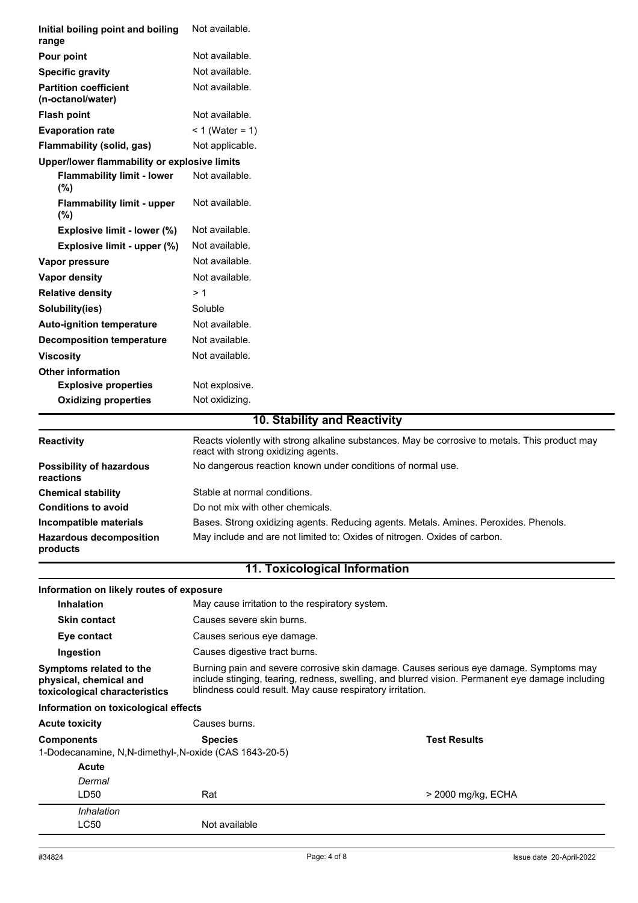| | |
|---|---|
| **Initial boiling point and boiling range** | Not available. |
| **Pour point** | Not available. |
| **Specific gravity** | Not available. |
| **Partition coefficient (n-octanol/water)** | Not available. |
| **Flash point** | Not available. |
| **Evaporation rate** | < 1 (Water = 1) |
| **Flammability (solid, gas)** | Not applicable. |
| **Upper/lower flammability or explosive limits** | |
| **Flammability limit - lower (%)** | Not available. |
| **Flammability limit - upper (%)** | Not available. |
| **Explosive limit - lower (%)** | Not available. |
| **Explosive limit - upper (%)** | Not available. |
| **Vapor pressure** | Not available. |
| **Vapor density** | Not available. |
| **Relative density** | > 1 |
| **Solubility(ies)** | Soluble |
| **Auto-ignition temperature** | Not available. |
| **Decomposition temperature** | Not available. |
| **Viscosity** | Not available. |
| **Other information** | |
| **Explosive properties** | Not explosive. |
| **Oxidizing properties** | Not oxidizing. |

## 10. Stability and Reactivity

| | |
|---|---|
| **Reactivity** | Reacts violently with strong alkaline substances. May be corrosive to metals. This product may react with strong oxidizing agents. |
| **Possibility of hazardous reactions** | No dangerous reaction known under conditions of normal use. |
| **Chemical stability** | Stable at normal conditions. |
| **Conditions to avoid** | Do not mix with other chemicals. |
| **Incompatible materials** | Bases. Strong oxidizing agents. Reducing agents. Metals. Amines. Peroxides. Phenols. |
| **Hazardous decomposition products** | May include and are not limited to: Oxides of nitrogen. Oxides of carbon. |

## 11. Toxicological Information

**Information on likely routes of exposure**

| | |
|---|---|
| **Inhalation** | May cause irritation to the respiratory system. |
| **Skin contact** | Causes severe skin burns. |
| **Eye contact** | Causes serious eye damage. |
| **Ingestion** | Causes digestive tract burns. |
| **Symptoms related to the physical, chemical and toxicological characteristics** | Burning pain and severe corrosive skin damage. Causes serious eye damage. Symptoms may include stinging, tearing, redness, swelling, and blurred vision. Permanent eye damage including blindness could result. May cause respiratory irritation. |

**Information on toxicological effects**

**Acute toxicity** Causes burns.

| **Components** | **Species** | **Test Results** |
|---|---|---|
| 1-Dodecanamine, N,N-dimethyl-,N-oxide (CAS 1643-20-5) | | |
| **Acute** | | |
| *Dermal* | | |
| LD50 | Rat | > 2000 mg/kg, ECHA |
| *Inhalation* | | |
| LC50 | Not available | |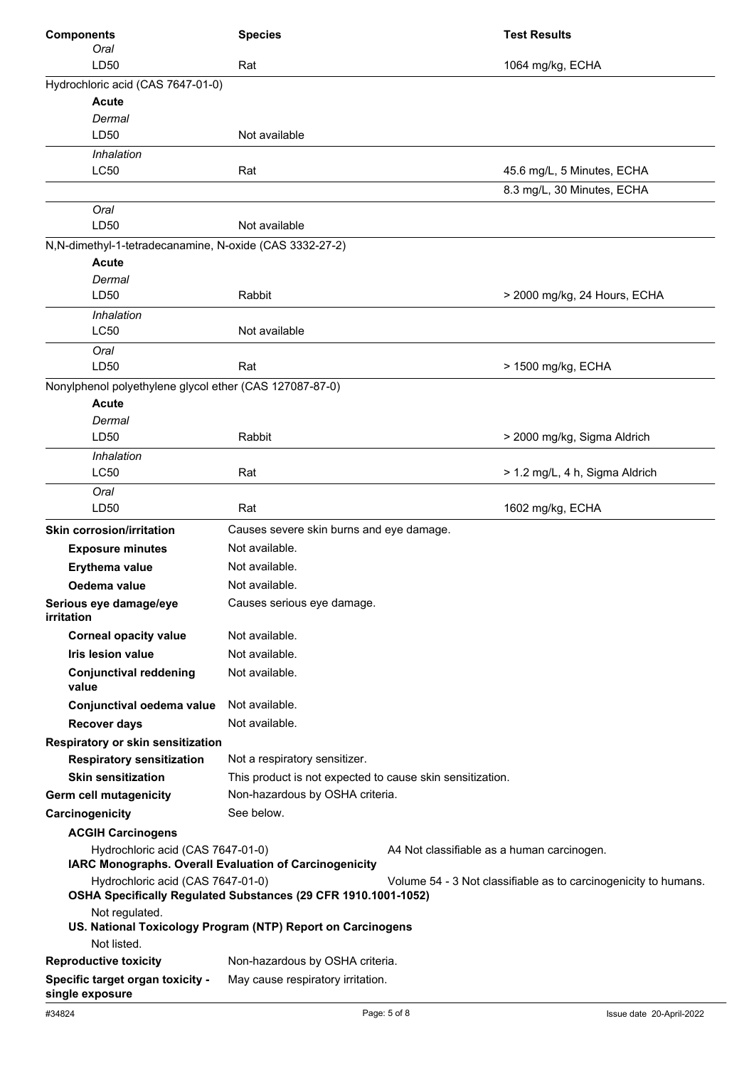| Components | Species | Test Results |
|---|---|---|
| *Oral* | | |
| LD50 | Rat | 1064 mg/kg, ECHA |
| Hydrochloric acid (CAS 7647-01-0) | | |
| **Acute** | | |
| *Dermal* | | |
| LD50 | Not available | |
| *Inhalation* | | |
| LC50 | Rat | 45.6 mg/L, 5 Minutes, ECHA |
| | | 8.3 mg/L, 30 Minutes, ECHA |
| *Oral* | | |
| LD50 | Not available | |
| N,N-dimethyl-1-tetradecanamine, N-oxide (CAS 3332-27-2) | | |
| **Acute** | | |
| *Dermal* | | |
| LD50 | Rabbit | > 2000 mg/kg, 24 Hours, ECHA |
| *Inhalation* | | |
| LC50 | Not available | |
| *Oral* | | |
| LD50 | Rat | > 1500 mg/kg, ECHA |
| Nonylphenol polyethylene glycol ether (CAS 127087-87-0) | | |
| **Acute** | | |
| *Dermal* | | |
| LD50 | Rabbit | > 2000 mg/kg, Sigma Aldrich |
| *Inhalation* | | |
| LC50 | Rat | > 1.2 mg/L, 4 h, Sigma Aldrich |
| *Oral* | | |
| LD50 | Rat | 1602 mg/kg, ECHA |

**Skin corrosion/irritation** Causes severe skin burns and eye damage.

**Exposure minutes** Not available.

**Erythema value** Not available.

**Oedema value** Not available.

**Serious eye damage/eye irritation** Causes serious eye damage.

**Corneal opacity value** Not available.

**Iris lesion value** Not available.

**Conjunctival reddening value** Not available.

**Conjunctival oedema value** Not available.

**Recover days** Not available.

**Respiratory or skin sensitization**

**Respiratory sensitization** Not a respiratory sensitizer.

**Skin sensitization** This product is not expected to cause skin sensitization.

**Germ cell mutagenicity** Non-hazardous by OSHA criteria.

**Carcinogenicity** See below.

**ACGIH Carcinogens**

Hydrochloric acid (CAS 7647-01-0) A4 Not classifiable as a human carcinogen.

**IARC Monographs. Overall Evaluation of Carcinogenicity**

Hydrochloric acid (CAS 7647-01-0) Volume 54 - 3 Not classifiable as to carcinogenicity to humans.

**OSHA Specifically Regulated Substances (29 CFR 1910.1001-1052)**

Not regulated.

**US. National Toxicology Program (NTP) Report on Carcinogens**

Not listed.

**Reproductive toxicity** Non-hazardous by OSHA criteria.

**Specific target organ toxicity - single exposure** May cause respiratory irritation.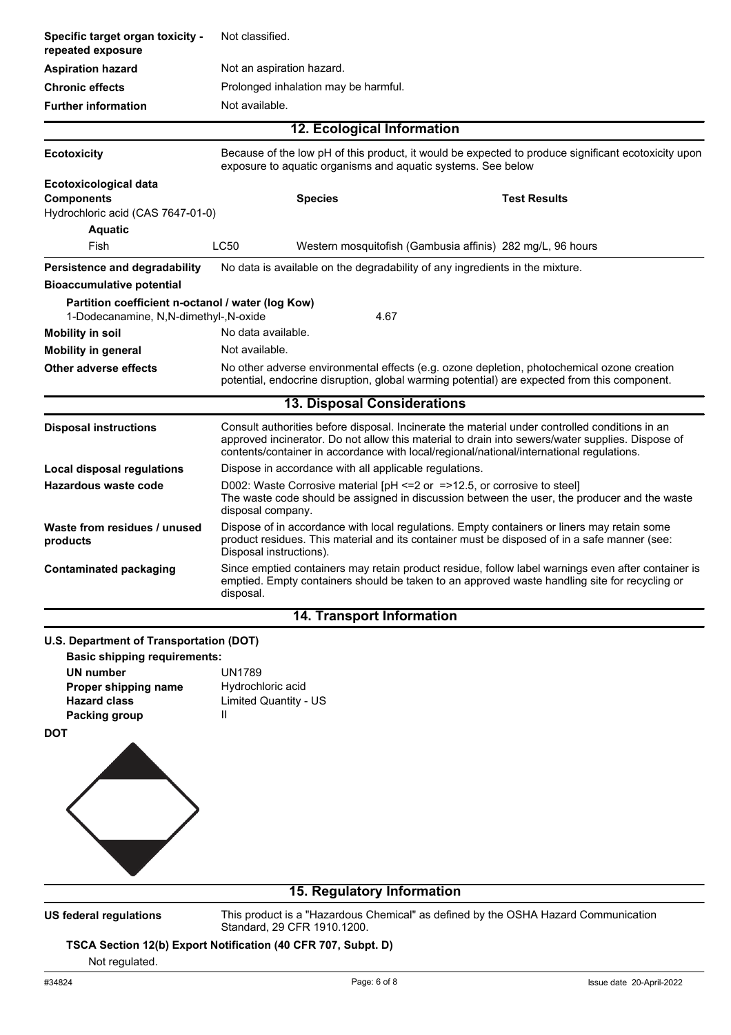**Specific target organ toxicity - repeated exposure** Not classified.

**Aspiration hazard** Not an aspiration hazard.

**Chronic effects** Prolonged inhalation may be harmful.

**Further information** Not available.

## 12. Ecological Information

**Ecotoxicity** Because of the low pH of this product, it would be expected to produce significant ecotoxicity upon exposure to aquatic organisms and aquatic systems. See below

**Ecotoxicological data**

| Components | | Species | Test Results |
|---|---|---|---|
| Hydrochloric acid (CAS 7647-01-0) | | | |
| **Aquatic** | | | |
| Fish | LC50 | Western mosquitofish (Gambusia affinis) | 282 mg/L, 96 hours |

**Persistence and degradability** No data is available on the degradability of any ingredients in the mixture.

**Bioaccumulative potential**

**Partition coefficient n-octanol / water (log Kow)**

1-Dodecanamine, N,N-dimethyl-,N-oxide 4.67

**Mobility in soil** No data available.

**Mobility in general** Not available.

**Other adverse effects** No other adverse environmental effects (e.g. ozone depletion, photochemical ozone creation potential, endocrine disruption, global warming potential) are expected from this component.

## 13. Disposal Considerations

**Disposal instructions** Consult authorities before disposal. Incinerate the material under controlled conditions in an approved incinerator. Do not allow this material to drain into sewers/water supplies. Dispose of contents/container in accordance with local/regional/national/international regulations.

**Local disposal regulations** Dispose in accordance with all applicable regulations.

**Hazardous waste code** D002: Waste Corrosive material [pH <=2 or =>12.5, or corrosive to steel]
The waste code should be assigned in discussion between the user, the producer and the waste disposal company.

**Waste from residues / unused products** Dispose of in accordance with local regulations. Empty containers or liners may retain some product residues. This material and its container must be disposed of in a safe manner (see: Disposal instructions).

**Contaminated packaging** Since emptied containers may retain product residue, follow label warnings even after container is emptied. Empty containers should be taken to an approved waste handling site for recycling or disposal.

## 14. Transport Information

**U.S. Department of Transportation (DOT)**

**Basic shipping requirements:**

- **UN number** UN1789
- **Proper shipping name** Hydrochloric acid
- **Hazard class** Limited Quantity - US
- **Packing group** II

**DOT**

## 15. Regulatory Information

**US federal regulations** This product is a "Hazardous Chemical" as defined by the OSHA Hazard Communication Standard, 29 CFR 1910.1200.

**TSCA Section 12(b) Export Notification (40 CFR 707, Subpt. D)**

Not regulated.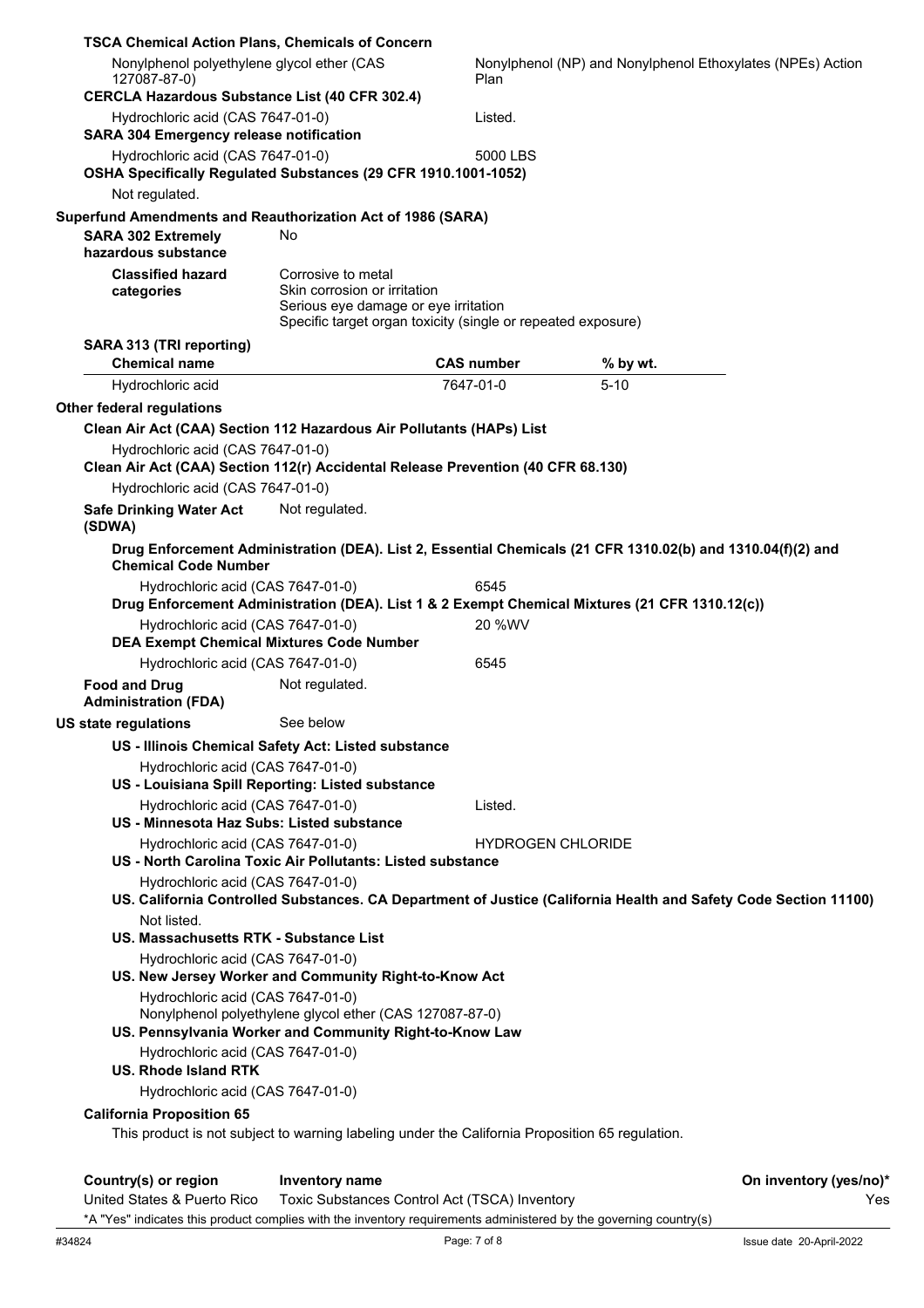**TSCA Chemical Action Plans, Chemicals of Concern**

| | |
|---|---|
| Nonylphenol polyethylene glycol ether (CAS 127087-87-0) | Nonylphenol (NP) and Nonylphenol Ethoxylates (NPEs) Action Plan |

**CERCLA Hazardous Substance List (40 CFR 302.4)**

| | |
|---|---|
| Hydrochloric acid (CAS 7647-01-0) | Listed. |

**SARA 304 Emergency release notification**

| | |
|---|---|
| Hydrochloric acid (CAS 7647-01-0) | 5000 LBS |

**OSHA Specifically Regulated Substances (29 CFR 1910.1001-1052)**

Not regulated.

**Superfund Amendments and Reauthorization Act of 1986 (SARA)**

**SARA 302 Extremely hazardous substance** No

**Classified hazard categories**
Corrosive to metal
Skin corrosion or irritation
Serious eye damage or eye irritation
Specific target organ toxicity (single or repeated exposure)

**SARA 313 (TRI reporting)**

| Chemical name | CAS number | % by wt. |
|---|---|---|
| Hydrochloric acid | 7647-01-0 | 5-10 |

**Other federal regulations**

**Clean Air Act (CAA) Section 112 Hazardous Air Pollutants (HAPs) List**

Hydrochloric acid (CAS 7647-01-0)

**Clean Air Act (CAA) Section 112(r) Accidental Release Prevention (40 CFR 68.130)**

Hydrochloric acid (CAS 7647-01-0)

**Safe Drinking Water Act (SDWA)** Not regulated.

**Drug Enforcement Administration (DEA). List 2, Essential Chemicals (21 CFR 1310.02(b) and 1310.04(f)(2) and Chemical Code Number**

| | |
|---|---|
| Hydrochloric acid (CAS 7647-01-0) | 6545 |

**Drug Enforcement Administration (DEA). List 1 & 2 Exempt Chemical Mixtures (21 CFR 1310.12(c))**

| | |
|---|---|
| Hydrochloric acid (CAS 7647-01-0) | 20 %WV |

**DEA Exempt Chemical Mixtures Code Number**

| | |
|---|---|
| Hydrochloric acid (CAS 7647-01-0) | 6545 |

**Food and Drug Administration (FDA)** Not regulated.

**US state regulations** See below

**US - Illinois Chemical Safety Act: Listed substance**

Hydrochloric acid (CAS 7647-01-0)

**US - Louisiana Spill Reporting: Listed substance**

| | |
|---|---|
| Hydrochloric acid (CAS 7647-01-0) | Listed. |

**US - Minnesota Haz Subs: Listed substance**

| | |
|---|---|
| Hydrochloric acid (CAS 7647-01-0) | HYDROGEN CHLORIDE |

**US - North Carolina Toxic Air Pollutants: Listed substance**

Hydrochloric acid (CAS 7647-01-0)

**US. California Controlled Substances. CA Department of Justice (California Health and Safety Code Section 11100)**

Not listed.

**US. Massachusetts RTK - Substance List**

Hydrochloric acid (CAS 7647-01-0)

**US. New Jersey Worker and Community Right-to-Know Act**

Hydrochloric acid (CAS 7647-01-0)
Nonylphenol polyethylene glycol ether (CAS 127087-87-0)

**US. Pennsylvania Worker and Community Right-to-Know Law**

Hydrochloric acid (CAS 7647-01-0)

**US. Rhode Island RTK**

Hydrochloric acid (CAS 7647-01-0)

**California Proposition 65**

This product is not subject to warning labeling under the California Proposition 65 regulation.

| Country(s) or region | Inventory name | On inventory (yes/no)* |
|---|---|---|
| United States & Puerto Rico | Toxic Substances Control Act (TSCA) Inventory | Yes |

*A "Yes" indicates this product complies with the inventory requirements administered by the governing country(s)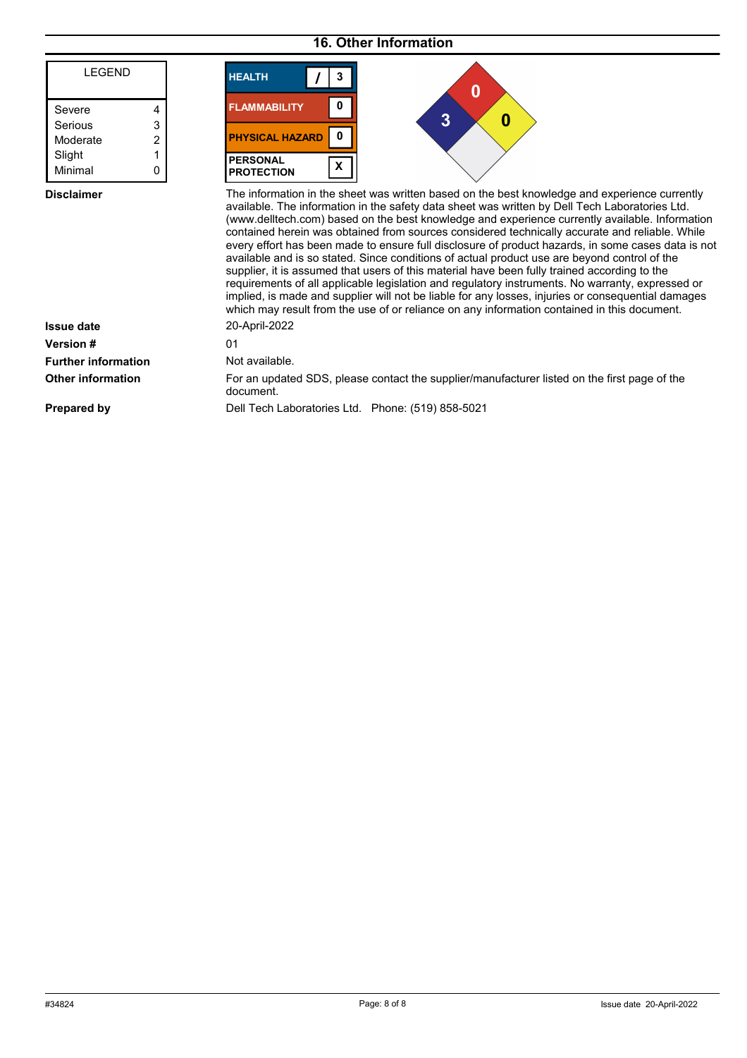## 16. Other Information

| LEGEND | |
|---|---|
| Severe | 4 |
| Serious | 3 |
| Moderate | 2 |
| Slight | 1 |
| Minimal | 0 |

| | | |
|---|---|---|
| HEALTH | / | 3 |
| FLAMMABILITY | | 0 |
| PHYSICAL HAZARD | | 0 |
| PERSONAL PROTECTION | | X |

0

3

0

**Disclaimer**

The information in the sheet was written based on the best knowledge and experience currently available. The information in the safety data sheet was written by Dell Tech Laboratories Ltd. (www.delltech.com) based on the best knowledge and experience currently available. Information contained herein was obtained from sources considered technically accurate and reliable. While every effort has been made to ensure full disclosure of product hazards, in some cases data is not available and is so stated. Since conditions of actual product use are beyond control of the supplier, it is assumed that users of this material have been fully trained according to the requirements of all applicable legislation and regulatory instruments. No warranty, expressed or implied, is made and supplier will not be liable for any losses, injuries or consequential damages which may result from the use of or reliance on any information contained in this document.

**Issue date** 20-April-2022

**Version #** 01

**Further information** Not available.

**Other information** For an updated SDS, please contact the supplier/manufacturer listed on the first page of the document.

**Prepared by** Dell Tech Laboratories Ltd. Phone: (519) 858-5021